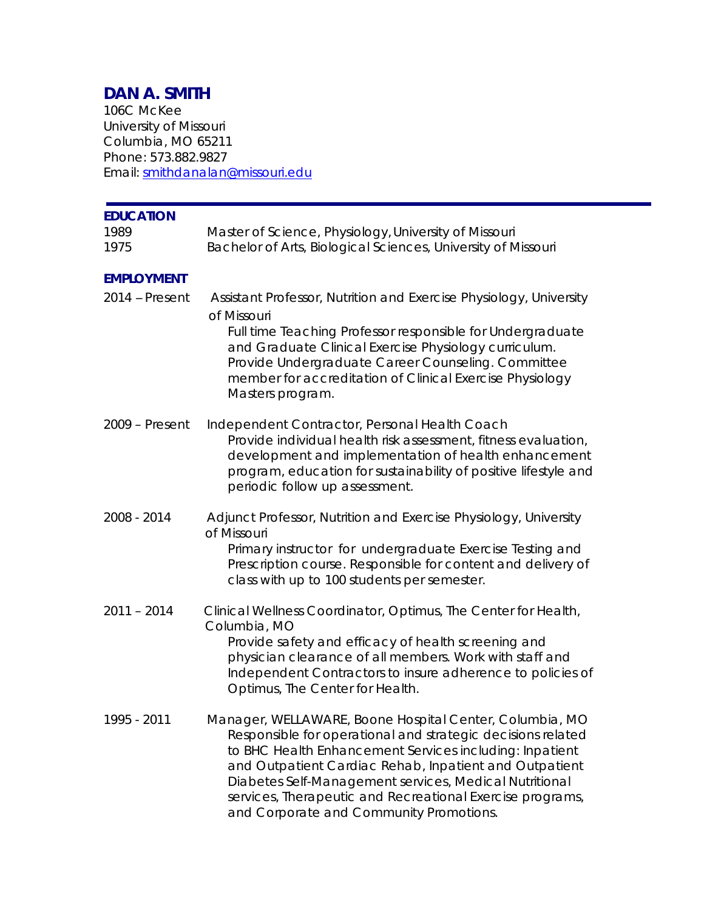# DAN A. SMITH

106C McKee
University of Missouri
Columbia, MO 65211
Phone: 573.882.9827
Email: smithdanalan@missouri.edu

---

## EDUCATION

1989 Master of Science, Physiology, University of Missouri
1975 Bachelor of Arts, Biological Sciences, University of Missouri

## EMPLOYMENT

**2014 – Present** Assistant Professor, Nutrition and Exercise Physiology, University of Missouri

Full time Teaching Professor responsible for Undergraduate and Graduate Clinical Exercise Physiology curriculum. Provide Undergraduate Career Counseling. Committee member for accreditation of Clinical Exercise Physiology Masters program.

**2009 – Present** Independent Contractor, Personal Health Coach

Provide individual health risk assessment, fitness evaluation, development and implementation of health enhancement program, education for sustainability of positive lifestyle and periodic follow up assessment.

**2008 - 2014** Adjunct Professor, Nutrition and Exercise Physiology, University of Missouri

Primary instructor for undergraduate Exercise Testing and Prescription course. Responsible for content and delivery of class with up to 100 students per semester.

**2011 – 2014** Clinical Wellness Coordinator, Optimus, The Center for Health, Columbia, MO

Provide safety and efficacy of health screening and physician clearance of all members. Work with staff and Independent Contractors to insure adherence to policies of Optimus, The Center for Health.

**1995 - 2011** Manager, WELLAWARE, Boone Hospital Center, Columbia, MO

Responsible for operational and strategic decisions related to BHC Health Enhancement Services including: Inpatient and Outpatient Cardiac Rehab, Inpatient and Outpatient Diabetes Self-Management services, Medical Nutritional services, Therapeutic and Recreational Exercise programs, and Corporate and Community Promotions.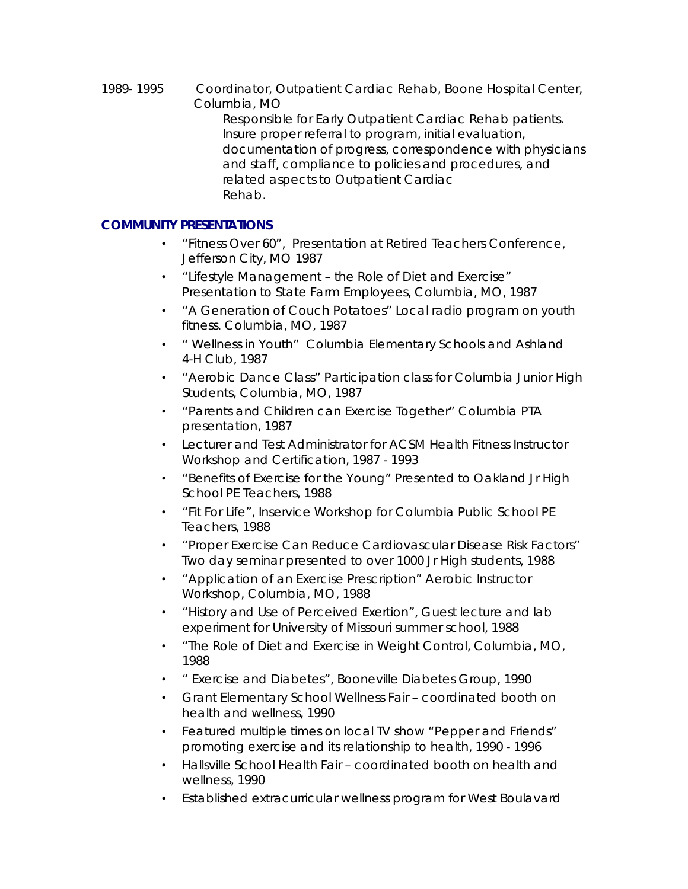1989- 1995 Coordinator, Outpatient Cardiac Rehab, Boone Hospital Center, Columbia, MO

Responsible for Early Outpatient Cardiac Rehab patients. Insure proper referral to program, initial evaluation, documentation of progress, correspondence with physicians and staff, compliance to policies and procedures, and related aspects to Outpatient Cardiac Rehab.

## COMMUNITY PRESENTATIONS

- "Fitness Over 60", Presentation at Retired Teachers Conference, Jefferson City, MO 1987
- "Lifestyle Management – the Role of Diet and Exercise" Presentation to State Farm Employees, Columbia, MO, 1987
- "A Generation of Couch Potatoes" Local radio program on youth fitness. Columbia, MO, 1987
- " Wellness in Youth" Columbia Elementary Schools and Ashland 4-H Club, 1987
- "Aerobic Dance Class" Participation class for Columbia Junior High Students, Columbia, MO, 1987
- "Parents and Children can Exercise Together" Columbia PTA presentation, 1987
- Lecturer and Test Administrator for ACSM Health Fitness Instructor Workshop and Certification, 1987 - 1993
- "Benefits of Exercise for the Young" Presented to Oakland Jr High School PE Teachers, 1988
- "Fit For Life", Inservice Workshop for Columbia Public School PE Teachers, 1988
- "Proper Exercise Can Reduce Cardiovascular Disease Risk Factors" Two day seminar presented to over 1000 Jr High students, 1988
- "Application of an Exercise Prescription" Aerobic Instructor Workshop, Columbia, MO, 1988
- "History and Use of Perceived Exertion", Guest lecture and lab experiment for University of Missouri summer school, 1988
- "The Role of Diet and Exercise in Weight Control, Columbia, MO, 1988
- " Exercise and Diabetes", Booneville Diabetes Group, 1990
- Grant Elementary School Wellness Fair – coordinated booth on health and wellness, 1990
- Featured multiple times on local TV show "Pepper and Friends" promoting exercise and its relationship to health, 1990 - 1996
- Hallsville School Health Fair – coordinated booth on health and wellness, 1990
- Established extracurricular wellness program for West Boulavard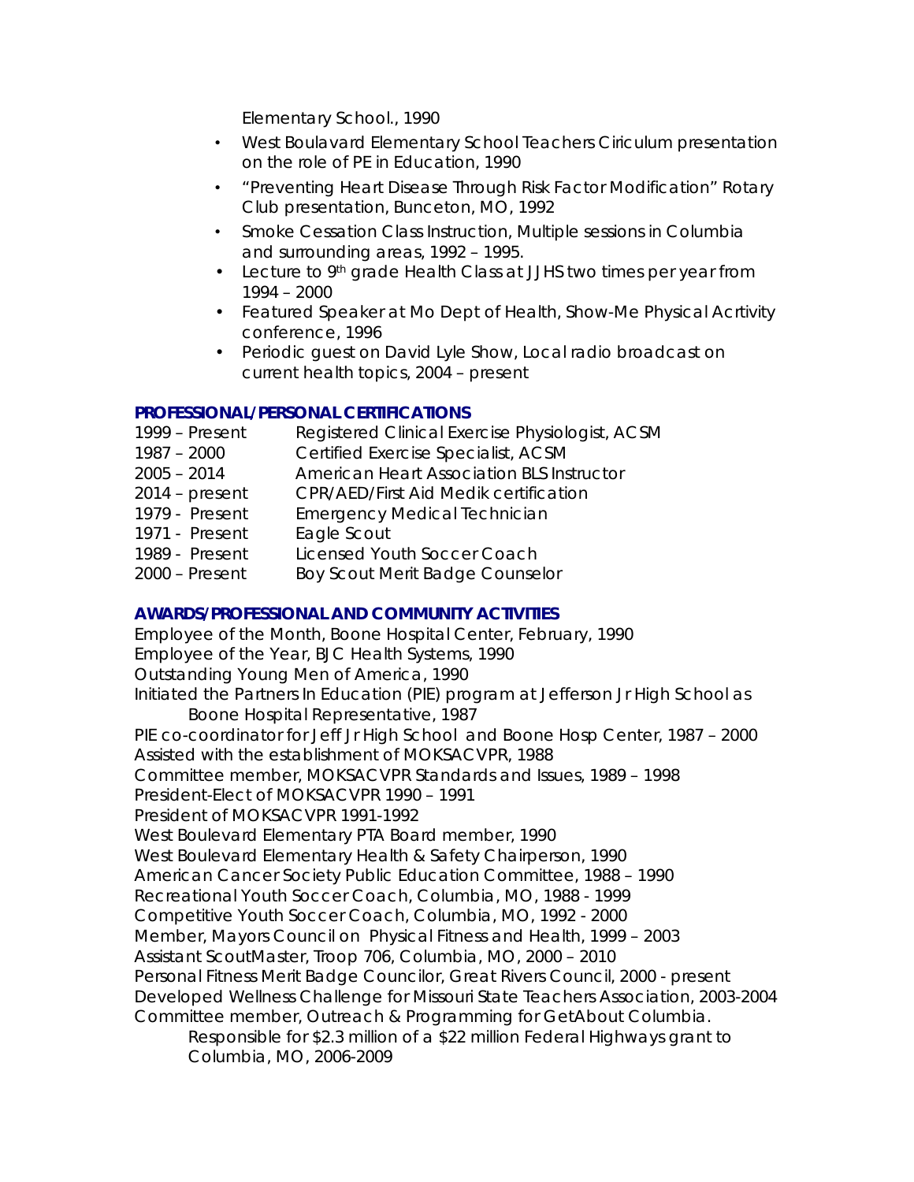Elementary School., 1990

- West Boulavard Elementary School Teachers Ciriculum presentation on the role of PE in Education, 1990
- "Preventing Heart Disease Through Risk Factor Modification" Rotary Club presentation, Bunceton, MO, 1992
- Smoke Cessation Class Instruction, Multiple sessions in Columbia and surrounding areas, 1992 – 1995.
- Lecture to 9th grade Health Class at JJHS two times per year from 1994 – 2000
- Featured Speaker at Mo Dept of Health, Show-Me Physical Acrtivity conference, 1996
- Periodic guest on David Lyle Show, Local radio broadcast on current health topics, 2004 – present

### PROFESSIONAL/PERSONAL CERTIFICATIONS

| | |
|---|---|
| 1999 – Present | Registered Clinical Exercise Physiologist, ACSM |
| 1987 – 2000 | Certified Exercise Specialist, ACSM |
| 2005 – 2014 | American Heart Association BLS Instructor |
| 2014 – present | CPR/AED/First Aid Medik certification |
| 1979 - Present | Emergency Medical Technician |
| 1971 - Present | Eagle Scout |
| 1989 - Present | Licensed Youth Soccer Coach |
| 2000 – Present | Boy Scout Merit Badge Counselor |

### AWARDS/PROFESSIONAL AND COMMUNITY ACTIVITIES

Employee of the Month, Boone Hospital Center, February, 1990
Employee of the Year, BJC Health Systems, 1990
Outstanding Young Men of America, 1990
Initiated the Partners In Education (PIE) program at Jefferson Jr High School as Boone Hospital Representative, 1987
PIE co-coordinator for Jeff Jr High School and Boone Hosp Center, 1987 – 2000
Assisted with the establishment of MOKSACVPR, 1988
Committee member, MOKSACVPR Standards and Issues, 1989 – 1998
President-Elect of MOKSACVPR 1990 – 1991
President of MOKSACVPR 1991-1992
West Boulevard Elementary PTA Board member, 1990
West Boulevard Elementary Health & Safety Chairperson, 1990
American Cancer Society Public Education Committee, 1988 – 1990
Recreational Youth Soccer Coach, Columbia, MO, 1988 - 1999
Competitive Youth Soccer Coach, Columbia, MO, 1992 - 2000
Member, Mayors Council on Physical Fitness and Health, 1999 – 2003
Assistant ScoutMaster, Troop 706, Columbia, MO, 2000 – 2010
Personal Fitness Merit Badge Councilor, Great Rivers Council, 2000 - present
Developed Wellness Challenge for Missouri State Teachers Association, 2003-2004
Committee member, Outreach & Programming for GetAbout Columbia. Responsible for $2.3 million of a $22 million Federal Highways grant to Columbia, MO, 2006-2009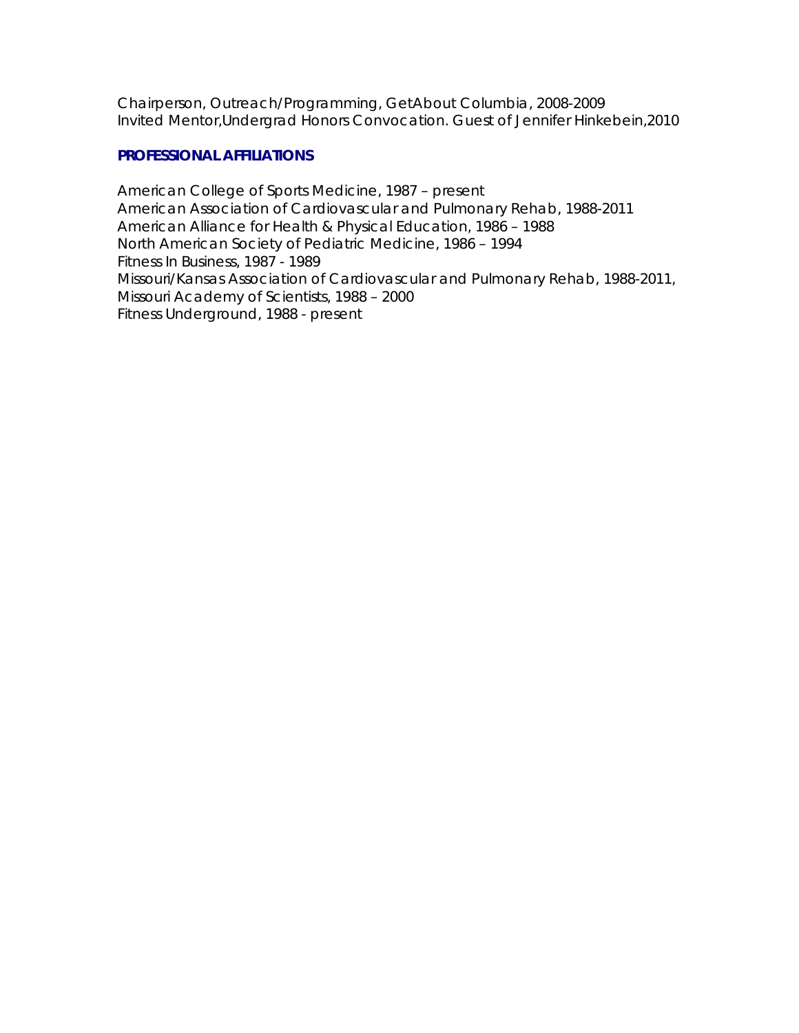Chairperson, Outreach/Programming, GetAbout Columbia, 2008-2009
Invited Mentor,Undergrad Honors Convocation. Guest of Jennifer Hinkebein,2010

## PROFESSIONAL AFFILIATIONS

American College of Sports Medicine, 1987 – present
American Association of Cardiovascular and Pulmonary Rehab, 1988-2011
American Alliance for Health & Physical Education, 1986 – 1988
North American Society of Pediatric Medicine, 1986 – 1994
Fitness In Business, 1987 - 1989
Missouri/Kansas Association of Cardiovascular and Pulmonary Rehab, 1988-2011,
Missouri Academy of Scientists, 1988 – 2000
Fitness Underground, 1988 - present